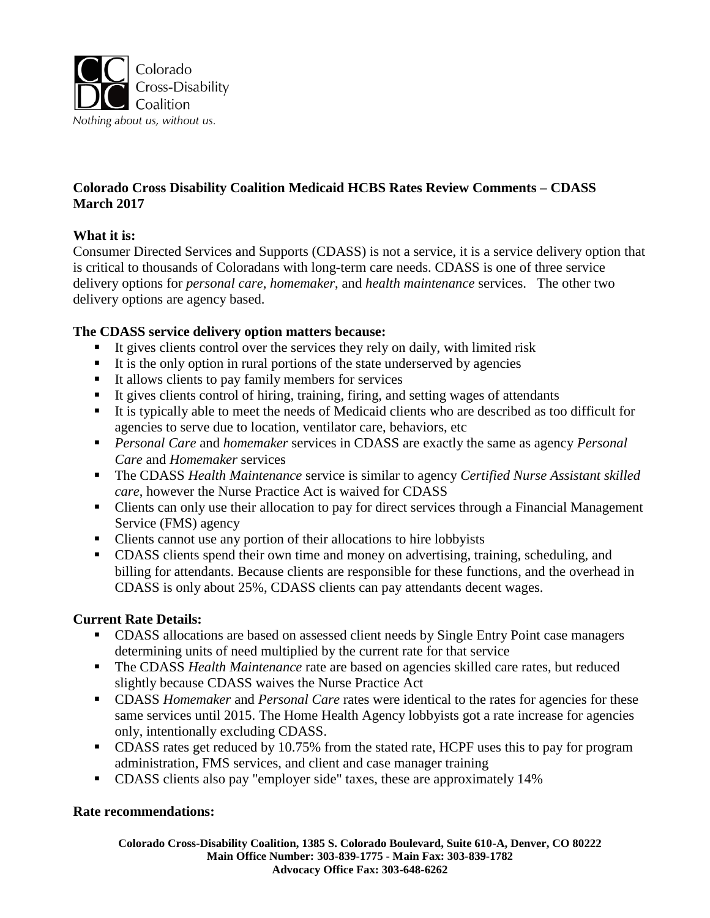Colorado Cross-Disability Coalition

*Nothing about us, without us.*

**Colorado Cross Disability Coalition Medicaid HCBS Rates Review Comments – CDASS**
**March 2017**

**What it is:**
Consumer Directed Services and Supports (CDASS) is not a service, it is a service delivery option that is critical to thousands of Coloradans with long-term care needs. CDASS is one of three service delivery options for *personal care*, *homemaker*, and *health maintenance* services. The other two delivery options are agency based.

**The CDASS service delivery option matters because:**

- It gives clients control over the services they rely on daily, with limited risk
- It is the only option in rural portions of the state underserved by agencies
- It allows clients to pay family members for services
- It gives clients control of hiring, training, firing, and setting wages of attendants
- It is typically able to meet the needs of Medicaid clients who are described as too difficult for agencies to serve due to location, ventilator care, behaviors, etc
- *Personal Care* and *homemaker* services in CDASS are exactly the same as agency *Personal Care* and *Homemaker* services
- The CDASS *Health Maintenance* service is similar to agency *Certified Nurse Assistant skilled care*, however the Nurse Practice Act is waived for CDASS
- Clients can only use their allocation to pay for direct services through a Financial Management Service (FMS) agency
- Clients cannot use any portion of their allocations to hire lobbyists
- CDASS clients spend their own time and money on advertising, training, scheduling, and billing for attendants. Because clients are responsible for these functions, and the overhead in CDASS is only about 25%, CDASS clients can pay attendants decent wages.

**Current Rate Details:**

- CDASS allocations are based on assessed client needs by Single Entry Point case managers determining units of need multiplied by the current rate for that service
- The CDASS *Health Maintenance* rate are based on agencies skilled care rates, but reduced slightly because CDASS waives the Nurse Practice Act
- CDASS *Homemaker* and *Personal Care* rates were identical to the rates for agencies for these same services until 2015. The Home Health Agency lobbyists got a rate increase for agencies only, intentionally excluding CDASS.
- CDASS rates get reduced by 10.75% from the stated rate, HCPF uses this to pay for program administration, FMS services, and client and case manager training
- CDASS clients also pay "employer side" taxes, these are approximately 14%

**Rate recommendations:**

Colorado Cross-Disability Coalition, 1385 S. Colorado Boulevard, Suite 610-A, Denver, CO 80222
Main Office Number: 303-839-1775 - Main Fax: 303-839-1782
Advocacy Office Fax: 303-648-6262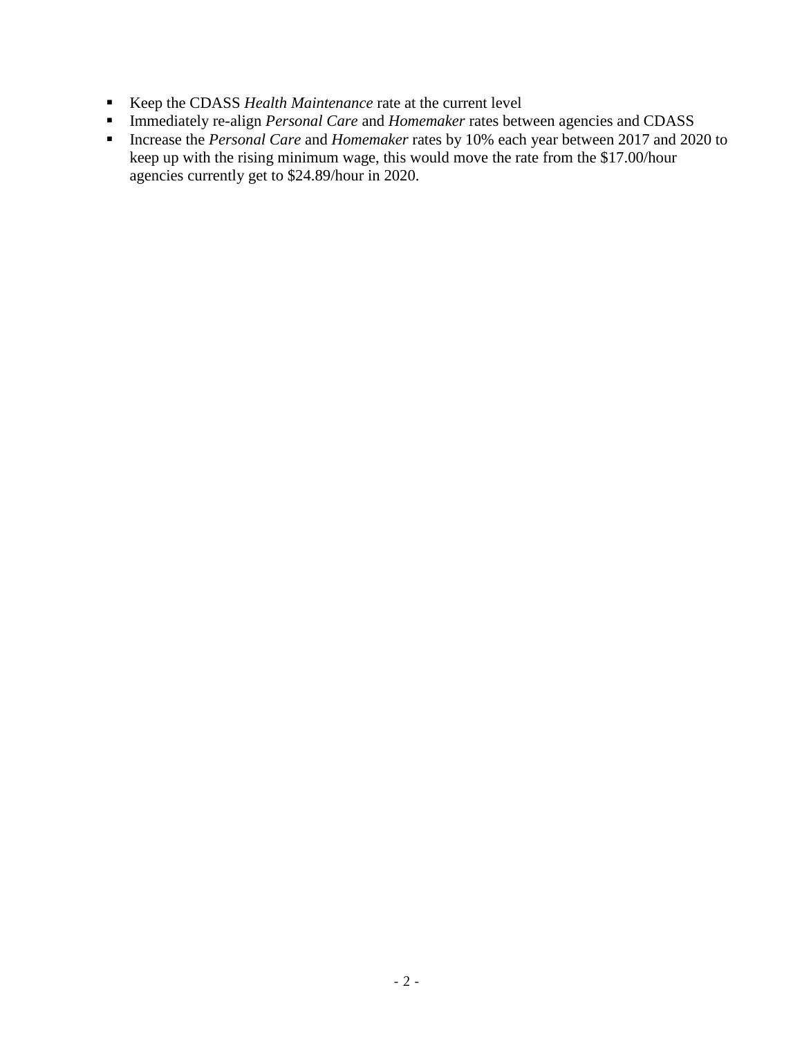- Keep the CDASS *Health Maintenance* rate at the current level
- Immediately re-align *Personal Care* and *Homemaker* rates between agencies and CDASS
- Increase the *Personal Care* and *Homemaker* rates by 10% each year between 2017 and 2020 to keep up with the rising minimum wage, this would move the rate from the $17.00/hour agencies currently get to $24.89/hour in 2020.